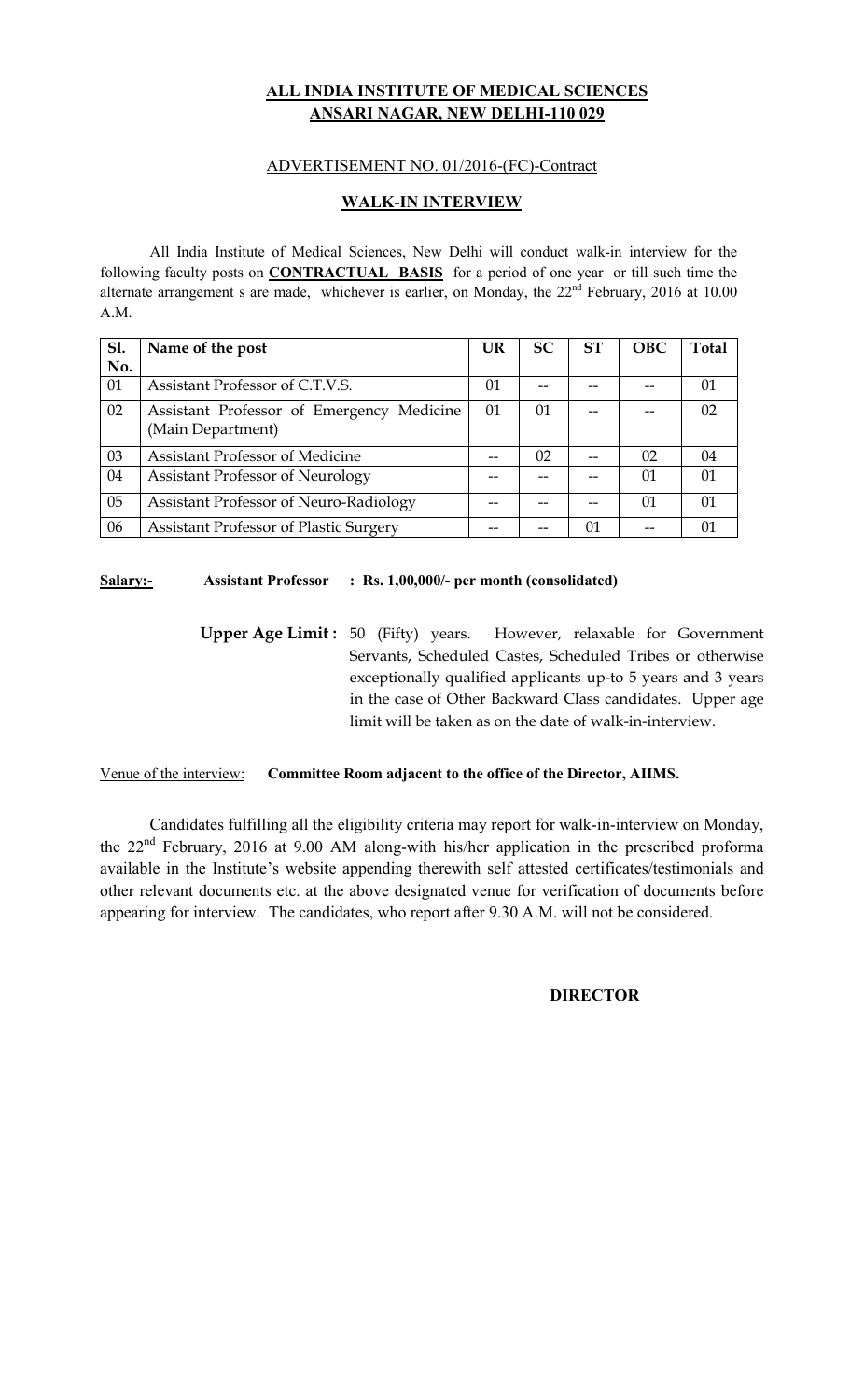# ALL INDIA INSTITUTE OF MEDICAL SCIENCES
# ANSARI NAGAR, NEW DELHI-110 029

ADVERTISEMENT NO. 01/2016-(FC)-Contract

## WALK-IN INTERVIEW

All India Institute of Medical Sciences, New Delhi will conduct walk-in interview for the following faculty posts on **CONTRACTUAL BASIS** for a period of one year or till such time the alternate arrangement s are made, whichever is earlier, on Monday, the 22nd February, 2016 at 10.00 A.M.

| Sl. No. | Name of the post | UR | SC | ST | OBC | Total |
|---|---|---|---|---|---|---|
| 01 | Assistant Professor of C.T.V.S. | 01 | -- | -- | -- | 01 |
| 02 | Assistant Professor of Emergency Medicine (Main Department) | 01 | 01 | -- | -- | 02 |
| 03 | Assistant Professor of Medicine | -- | 02 | -- | 02 | 04 |
| 04 | Assistant Professor of Neurology | -- | -- | -- | 01 | 01 |
| 05 | Assistant Professor of Neuro-Radiology | -- | -- | -- | 01 | 01 |
| 06 | Assistant Professor of Plastic Surgery | -- | -- | 01 | -- | 01 |

**Salary:-** **Assistant Professor : Rs. 1,00,000/- per month (consolidated)**

**Upper Age Limit :** 50 (Fifty) years. However, relaxable for Government Servants, Scheduled Castes, Scheduled Tribes or otherwise exceptionally qualified applicants up-to 5 years and 3 years in the case of Other Backward Class candidates. Upper age limit will be taken as on the date of walk-in-interview.

Venue of the interview: **Committee Room adjacent to the office of the Director, AIIMS.**

Candidates fulfilling all the eligibility criteria may report for walk-in-interview on Monday, the 22nd February, 2016 at 9.00 AM along-with his/her application in the prescribed proforma available in the Institute's website appending therewith self attested certificates/testimonials and other relevant documents etc. at the above designated venue for verification of documents before appearing for interview. The candidates, who report after 9.30 A.M. will not be considered.

**DIRECTOR**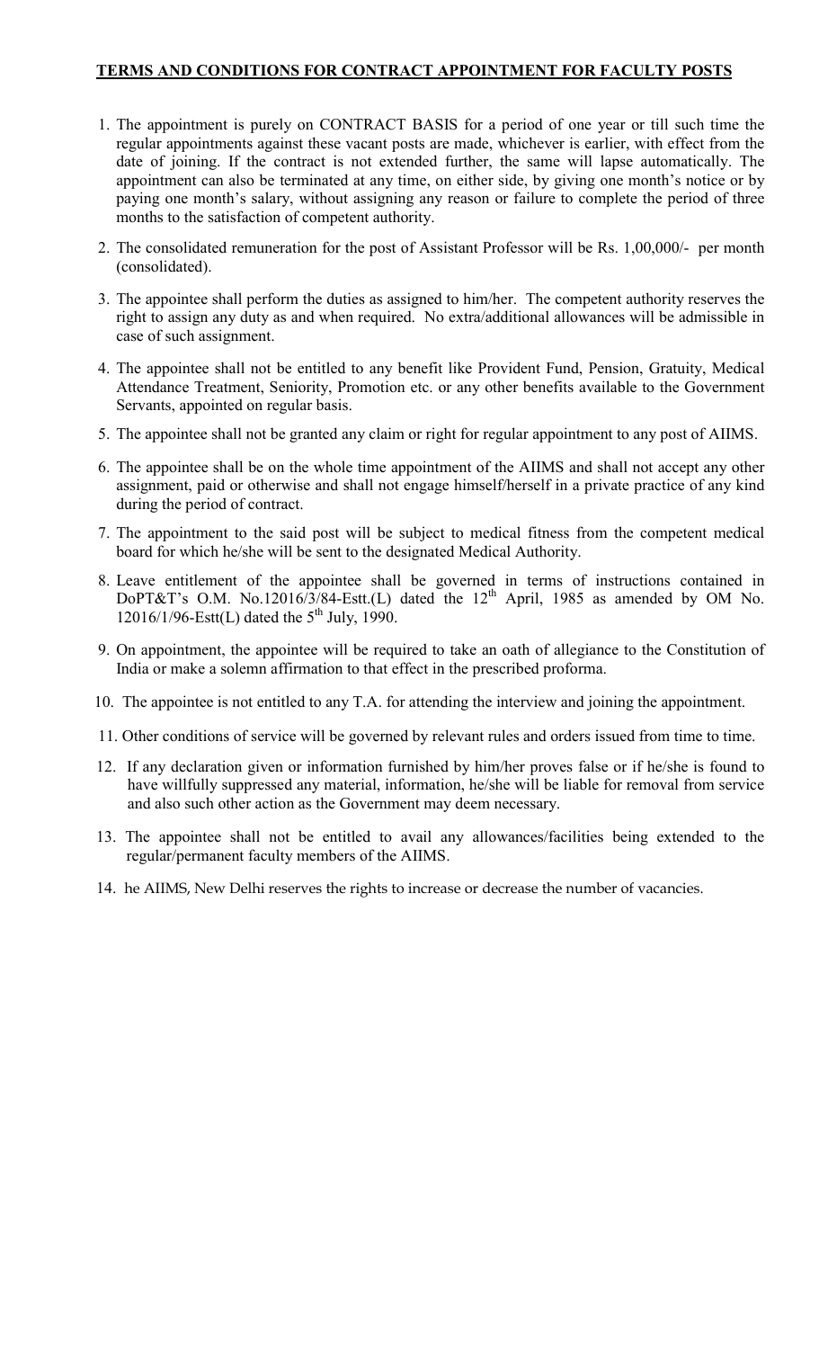## TERMS AND CONDITIONS FOR CONTRACT APPOINTMENT FOR FACULTY POSTS

1. The appointment is purely on CONTRACT BASIS for a period of one year or till such time the regular appointments against these vacant posts are made, whichever is earlier, with effect from the date of joining. If the contract is not extended further, the same will lapse automatically. The appointment can also be terminated at any time, on either side, by giving one month's notice or by paying one month's salary, without assigning any reason or failure to complete the period of three months to the satisfaction of competent authority.

2. The consolidated remuneration for the post of Assistant Professor will be Rs. 1,00,000/- per month (consolidated).

3. The appointee shall perform the duties as assigned to him/her. The competent authority reserves the right to assign any duty as and when required. No extra/additional allowances will be admissible in case of such assignment.

4. The appointee shall not be entitled to any benefit like Provident Fund, Pension, Gratuity, Medical Attendance Treatment, Seniority, Promotion etc. or any other benefits available to the Government Servants, appointed on regular basis.

5. The appointee shall not be granted any claim or right for regular appointment to any post of AIIMS.

6. The appointee shall be on the whole time appointment of the AIIMS and shall not accept any other assignment, paid or otherwise and shall not engage himself/herself in a private practice of any kind during the period of contract.

7. The appointment to the said post will be subject to medical fitness from the competent medical board for which he/she will be sent to the designated Medical Authority.

8. Leave entitlement of the appointee shall be governed in terms of instructions contained in DoPT&T's O.M. No.12016/3/84-Estt.(L) dated the 12th April, 1985 as amended by OM No. 12016/1/96-Estt(L) dated the 5th July, 1990.

9. On appointment, the appointee will be required to take an oath of allegiance to the Constitution of India or make a solemn affirmation to that effect in the prescribed proforma.

10. The appointee is not entitled to any T.A. for attending the interview and joining the appointment.

11. Other conditions of service will be governed by relevant rules and orders issued from time to time.

12. If any declaration given or information furnished by him/her proves false or if he/she is found to have willfully suppressed any material, information, he/she will be liable for removal from service and also such other action as the Government may deem necessary.

13. The appointee shall not be entitled to avail any allowances/facilities being extended to the regular/permanent faculty members of the AIIMS.

14. he AIIMS, New Delhi reserves the rights to increase or decrease the number of vacancies.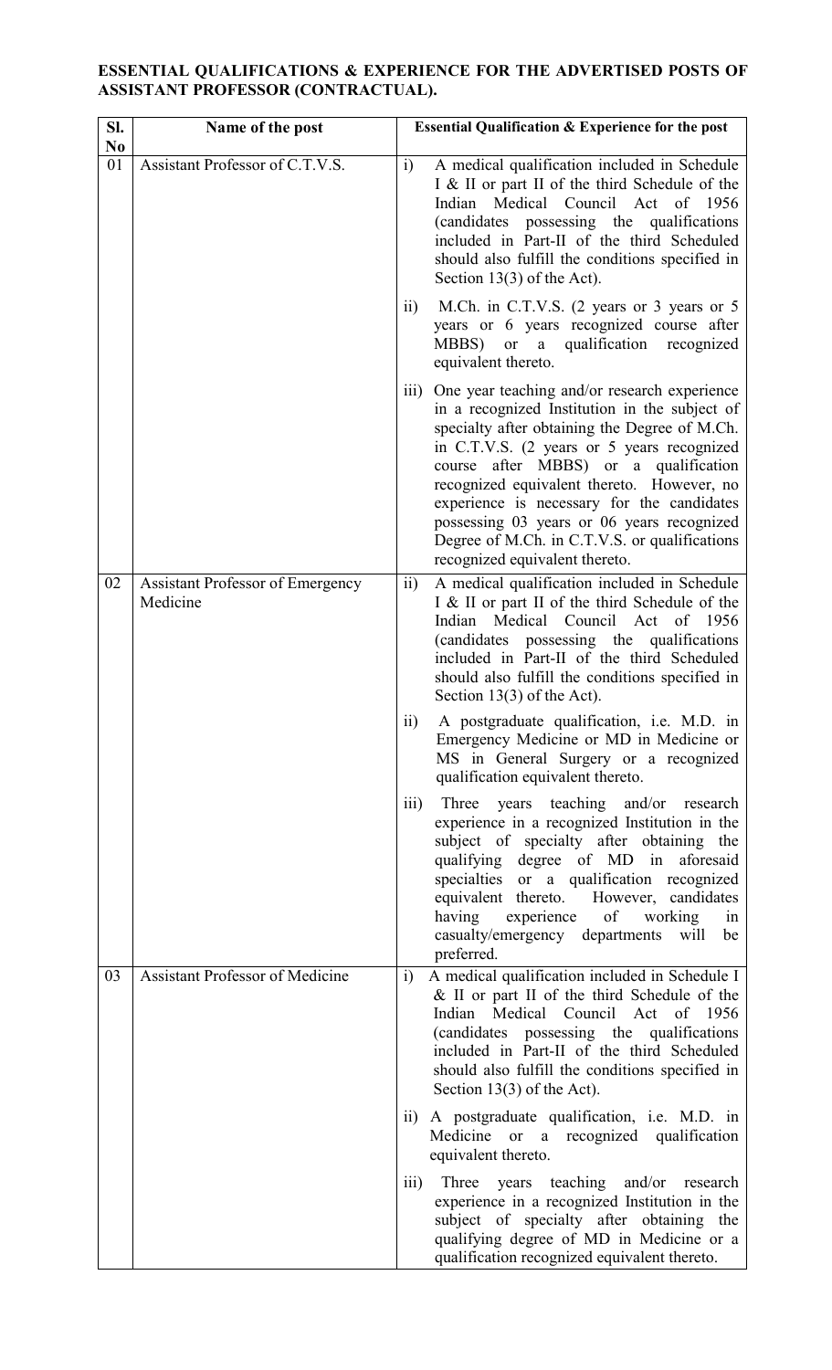**ESSENTIAL QUALIFICATIONS & EXPERIENCE FOR THE ADVERTISED POSTS OF ASSISTANT PROFESSOR (CONTRACTUAL).**

| Sl. No | Name of the post | Essential Qualification & Experience for the post |
|---|---|---|
| 01 | Assistant Professor of C.T.V.S. | i) A medical qualification included in Schedule I & II or part II of the third Schedule of the Indian Medical Council Act of 1956 (candidates possessing the qualifications included in Part-II of the third Scheduled should also fulfill the conditions specified in Section 13(3) of the Act).<br><br>ii) M.Ch. in C.T.V.S. (2 years or 3 years or 5 years or 6 years recognized course after MBBS) or a qualification recognized equivalent thereto.<br><br>iii) One year teaching and/or research experience in a recognized Institution in the subject of specialty after obtaining the Degree of M.Ch. in C.T.V.S. (2 years or 5 years recognized course after MBBS) or a qualification recognized equivalent thereto. However, no experience is necessary for the candidates possessing 03 years or 06 years recognized Degree of M.Ch. in C.T.V.S. or qualifications recognized equivalent thereto. |
| 02 | Assistant Professor of Emergency Medicine | ii) A medical qualification included in Schedule I & II or part II of the third Schedule of the Indian Medical Council Act of 1956 (candidates possessing the qualifications included in Part-II of the third Scheduled should also fulfill the conditions specified in Section 13(3) of the Act).<br><br>ii) A postgraduate qualification, i.e. M.D. in Emergency Medicine or MD in Medicine or MS in General Surgery or a recognized qualification equivalent thereto.<br><br>iii) Three years teaching and/or research experience in a recognized Institution in the subject of specialty after obtaining the qualifying degree of MD in aforesaid specialties or a qualification recognized equivalent thereto. However, candidates having experience of working in casualty/emergency departments will be preferred. |
| 03 | Assistant Professor of Medicine | i) A medical qualification included in Schedule I & II or part II of the third Schedule of the Indian Medical Council Act of 1956 (candidates possessing the qualifications included in Part-II of the third Scheduled should also fulfill the conditions specified in Section 13(3) of the Act).<br><br>ii) A postgraduate qualification, i.e. M.D. in Medicine or a recognized qualification equivalent thereto.<br><br>iii) Three years teaching and/or research experience in a recognized Institution in the subject of specialty after obtaining the qualifying degree of MD in Medicine or a qualification recognized equivalent thereto. |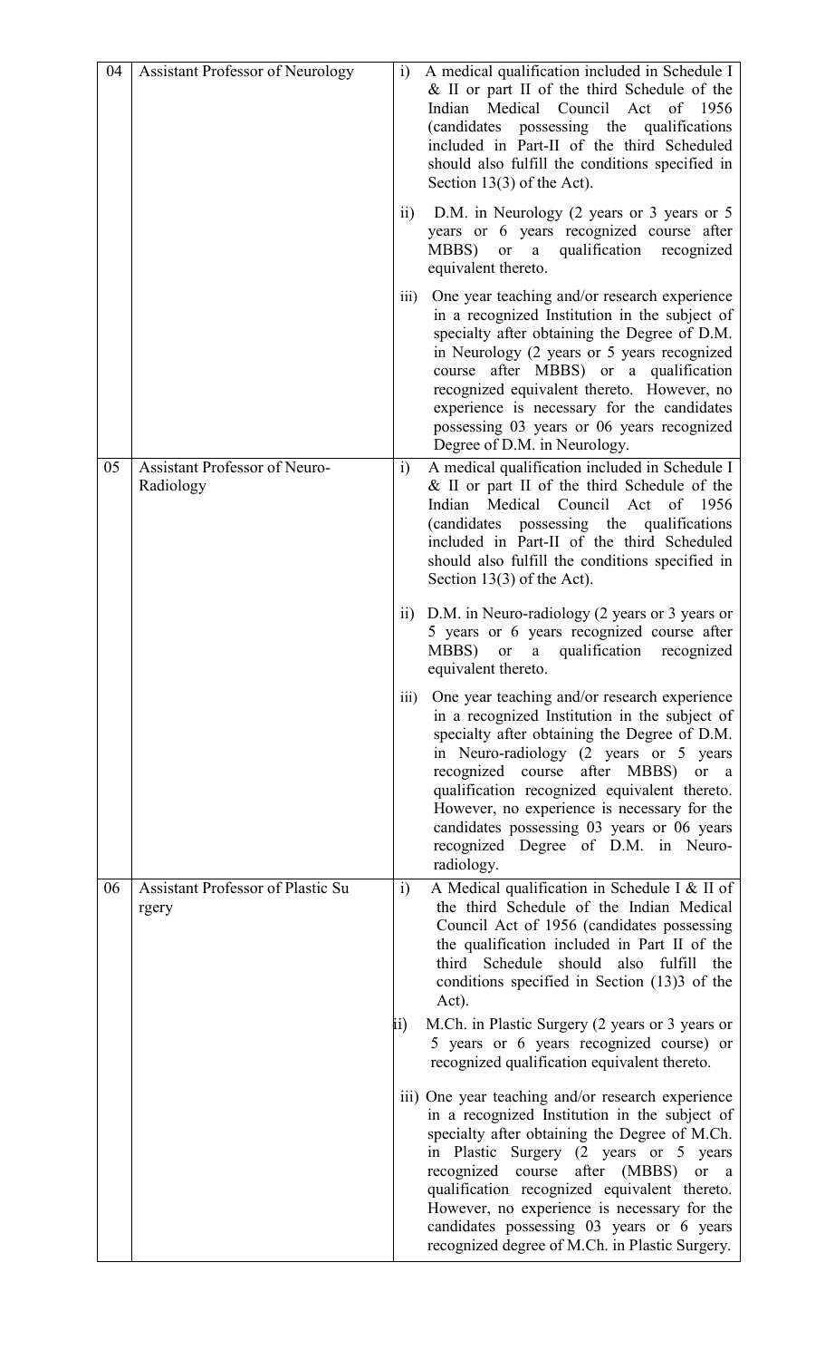| 04 | Assistant Professor of Neurology | i) A medical qualification included in Schedule I & II or part II of the third Schedule of the Indian Medical Council Act of 1956 (candidates possessing the qualifications included in Part-II of the third Scheduled should also fulfill the conditions specified in Section 13(3) of the Act).<br><br>ii) D.M. in Neurology (2 years or 3 years or 5 years or 6 years recognized course after MBBS) or a qualification recognized equivalent thereto.<br><br>iii) One year teaching and/or research experience in a recognized Institution in the subject of specialty after obtaining the Degree of D.M. in Neurology (2 years or 5 years recognized course after MBBS) or a qualification recognized equivalent thereto. However, no experience is necessary for the candidates possessing 03 years or 06 years recognized Degree of D.M. in Neurology. |
|---|---|---|
| 05 | Assistant Professor of Neuro-Radiology | i) A medical qualification included in Schedule I & II or part II of the third Schedule of the Indian Medical Council Act of 1956 (candidates possessing the qualifications included in Part-II of the third Scheduled should also fulfill the conditions specified in Section 13(3) of the Act).<br><br>ii) D.M. in Neuro-radiology (2 years or 3 years or 5 years or 6 years recognized course after MBBS) or a qualification recognized equivalent thereto.<br><br>iii) One year teaching and/or research experience in a recognized Institution in the subject of specialty after obtaining the Degree of D.M. in Neuro-radiology (2 years or 5 years recognized course after MBBS) or a qualification recognized equivalent thereto. However, no experience is necessary for the candidates possessing 03 years or 06 years recognized Degree of D.M. in Neuro-radiology. |
| 06 | Assistant Professor of Plastic Su rgery | i) A Medical qualification in Schedule I & II of the third Schedule of the Indian Medical Council Act of 1956 (candidates possessing the qualification included in Part II of the third Schedule should also fulfill the conditions specified in Section (13)3 of the Act).<br><br>ii) M.Ch. in Plastic Surgery (2 years or 3 years or 5 years or 6 years recognized course) or recognized qualification equivalent thereto.<br><br>iii) One year teaching and/or research experience in a recognized Institution in the subject of specialty after obtaining the Degree of M.Ch. in Plastic Surgery (2 years or 5 years recognized course after (MBBS) or a qualification recognized equivalent thereto. However, no experience is necessary for the candidates possessing 03 years or 6 years recognized degree of M.Ch. in Plastic Surgery. |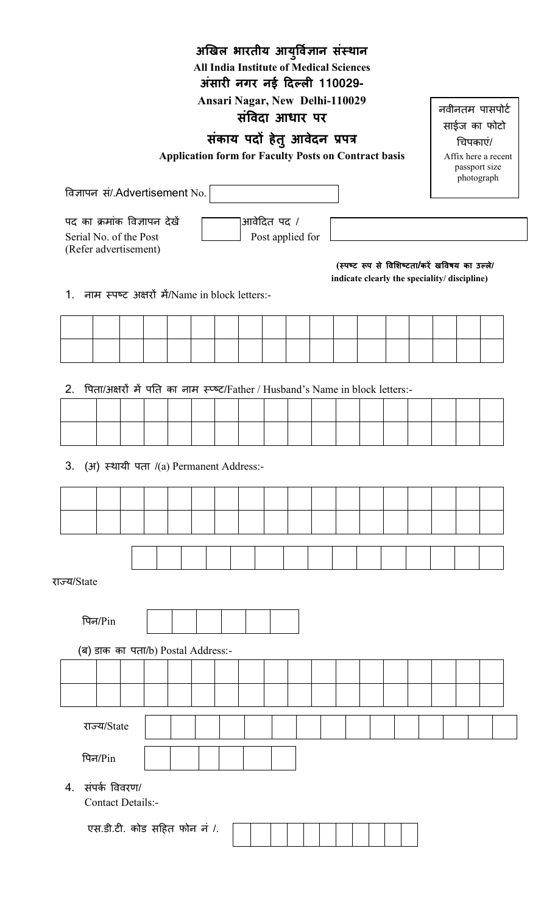# अखिल भारतीय आयुर्विज्ञान संस्थान

**All India Institute of Medical Sciences**

**अंसारी नगर नई दिल्ली 110029-**

**Ansari Nagar, New Delhi-110029**

## संविदा आधार पर

## संकाय पदों हेतु आवेदन प्रपत्र

**Application form for Faculty Posts on Contract basis**

नवीनतम पासपोर्ट साईज का फोटो चिपकाएं/
Affix here a recent passport size photograph

विज्ञापन सं/.Advertisement No. ____________

पद का क्रमांक विज्ञापन देखें
Serial No. of the Post (Refer advertisement) ______

आवेदित पद / Post applied for ____________________

**(स्पष्ट रूप से विशिष्टता/करें खविषय का उल्ले/ indicate clearly the speciality/ discipline)**

1. नाम स्पष्ट अक्षरों में/Name in block letters:-

| | | | | | | | | | | | | | | | | | | |
|---|---|---|---|---|---|---|---|---|---|---|---|---|---|---|---|---|---|---|
| | | | | | | | | | | | | | | | | | | |

2. पिता/अक्षरों में पति का नाम स्प्ष्ट/Father / Husband's Name in block letters:-

| | | | | | | | | | | | | | | | | | | |
|---|---|---|---|---|---|---|---|---|---|---|---|---|---|---|---|---|---|---|
| | | | | | | | | | | | | | | | | | | |

3. (अ) स्थायी पता /(a) Permanent Address:-

| | | | | | | | | | | | | | | | | | | |
|---|---|---|---|---|---|---|---|---|---|---|---|---|---|---|---|---|---|---|
| | | | | | | | | | | | | | | | | | | |

राज्य/State

| | | | | | | | | | | | | | | |
|---|---|---|---|---|---|---|---|---|---|---|---|---|---|---|

पिन/Pin

| | | | | | |
|---|---|---|---|---|---|

(ब) डाक का पता/b) Postal Address:-

| | | | | | | | | | | | | | | | | | | |
|---|---|---|---|---|---|---|---|---|---|---|---|---|---|---|---|---|---|---|
| | | | | | | | | | | | | | | | | | | |

राज्य/State

| | | | | | | | | | | | | | | |
|---|---|---|---|---|---|---|---|---|---|---|---|---|---|---|

पिन/Pin

| | | | | | |
|---|---|---|---|---|---|

4. संपर्क विवरण/ Contact Details:-

एस.डी.टी. कोड सहित फोन नं /.

| | | | | | | | | | | |
|---|---|---|---|---|---|---|---|---|---|---|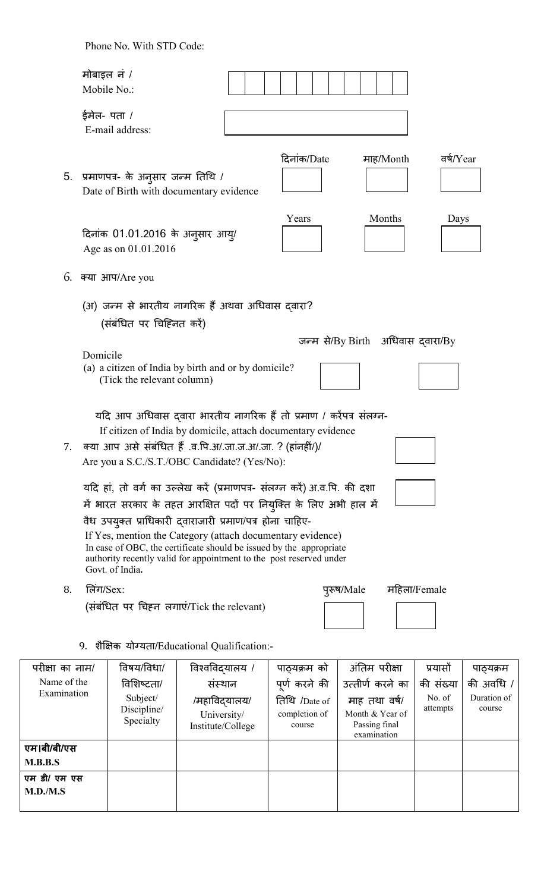Phone No. With STD Code:

मोबाइल नं / Mobile No.:

ईमेल- पता / E-mail address:

5. प्रमाणपत्र- के अनुसार जन्म तिथि / Date of Birth with documentary evidence

| दिनांक/Date | माह/Month | वर्ष/Year |
|---|---|---|
| | | |

दिनांक 01.01.2016 के अनुसार आयु/ Age as on 01.01.2016

| Years | Months | Days |
|---|---|---|
| | | |

6. क्या आप/Are you

(अ) जन्म से भारतीय नागरिक हैं अथवा अधिवास द्वारा? (संबंधित पर चिह्नित करें)

(a) a citizen of India by birth and or by domicile? (Tick the relevant column)

| जन्म से/By Birth | अधिवास द्वारा/By Domicile |
|---|---|
| | |

यदि आप अधिवास द्वारा भारतीय नागरिक हैं तो प्रमाण / करेंपत्र संलग्न-
If citizen of India by domicile, attach documentary evidence

7. क्या आप असे संबंधित हैं .व.पि.अ/.जा.ज.अ/.जा. ? (हांनहीं/)/
Are you a S.C./S.T./OBC Candidate? (Yes/No):

यदि हां, तो वर्ग का उल्लेख करें (प्रमाणपत्र- संलग्न करें) अ.व.पि. की दशा में भारत सरकार के तहत आरक्षित पदों पर नियुक्ति के लिए अभी हाल में वैध उपयुक्त प्राधिकारी द्वाराजारी प्रमाण/पत्र होना चाहिए-
If Yes, mention the Category (attach documentary evidence)
In case of OBC, the certificate should be issued by the appropriate authority recently valid for appointment to the post reserved under Govt. of India**.**

8. लिंग/Sex:
(संबंधित पर चिह्न लगाएं/Tick the relevant)

| पुरूष/Male | महिला/Female |
|---|---|
| | |

9. शैक्षिक योग्यता/Educational Qualification:-

| परीक्षा का नाम/ Name of the Examination | विषय/विधा/ विशिष्टता/ Subject/ Discipline/ Specialty | विश्वविद्यालय / संस्थान /महाविद्यालय/ University/ Institute/College | पाठ्यक्रम को पूर्ण करने की तिथि /Date of completion of course | अंतिम परीक्षा उत्तीर्ण करने का माह तथा वर्ष/ Month & Year of Passing final examination | प्रयासों की संख्या No. of attempts | पाठ्यक्रम की अवधि / Duration of course |
|---|---|---|---|---|---|---|
| **एम।बी/बी/एस M.B.B.S** | | | | | | |
| **एम डी/ एम एस M.D./M.S** | | | | | | |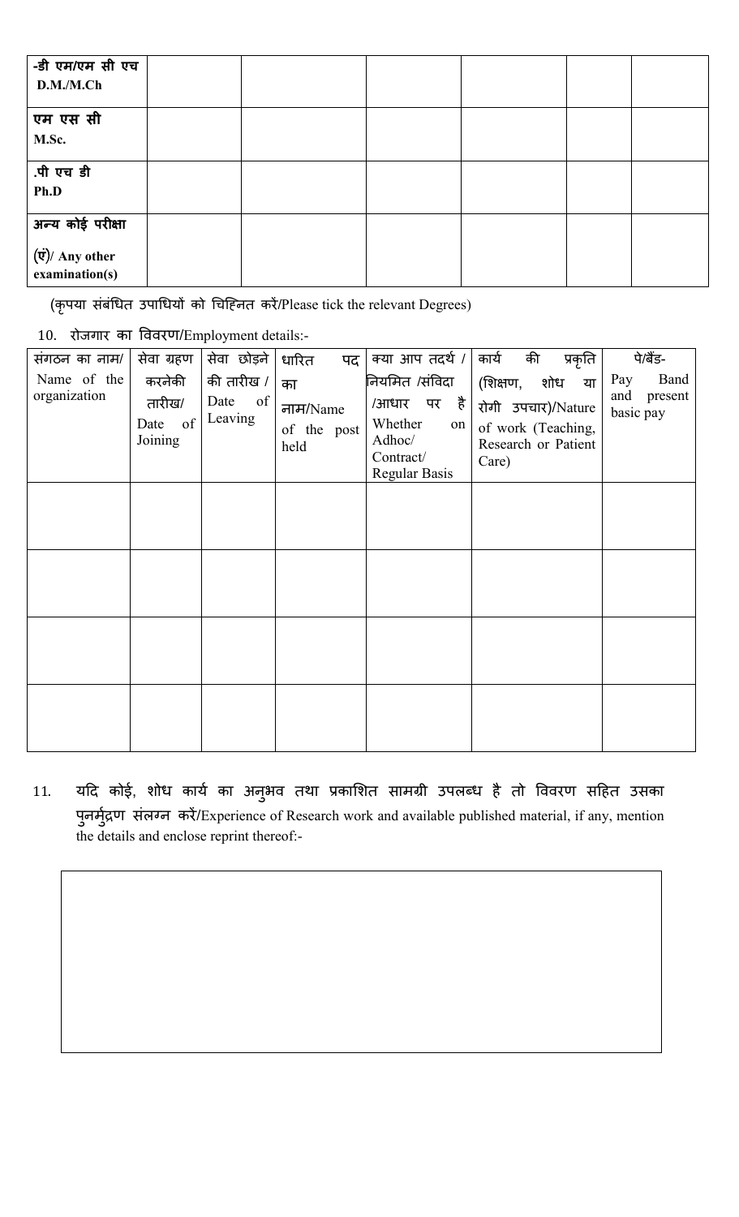| -डी एम/एम सी एच D.M./M.Ch | | | | | |
|---|---|---|---|---|---|
| एम एस सी M.Sc. | | | | | |
| .पी एच डी Ph.D | | | | | |
| अन्य कोई परीक्षा (एं)/ Any other examination(s) | | | | | |

(कृपया संबंधित उपाधियों को चिह्नित करें/Please tick the relevant Degrees)

10. रोजगार का विवरण/Employment details:-

| संगठन का नाम/ Name of the organization | सेवा ग्रहण करनेकी तारीख/ Date of Joining | सेवा छोड़ने की तारीख / Date of Leaving | धारित पद का नाम/Name of the post held | क्या आप तदर्थ / नियमित /संविदा /आधार पर है Whether on Adhoc/ Contract/ Regular Basis | कार्य की प्रकृति (शिक्षण, शोध या रोगी उपचार)/Nature of work (Teaching, Research or Patient Care) | पे/बैंड- Pay Band and present basic pay |
|---|---|---|---|---|---|---|
| | | | | | | |
| | | | | | | |
| | | | | | | |
| | | | | | | |

11. यदि कोई, शोध कार्य का अनुभव तथा प्रकाशित सामग्री उपलब्ध है तो विवरण सहित उसका पुनर्मुद्रण संलग्न करें/Experience of Research work and available published material, if any, mention the details and enclose reprint thereof:-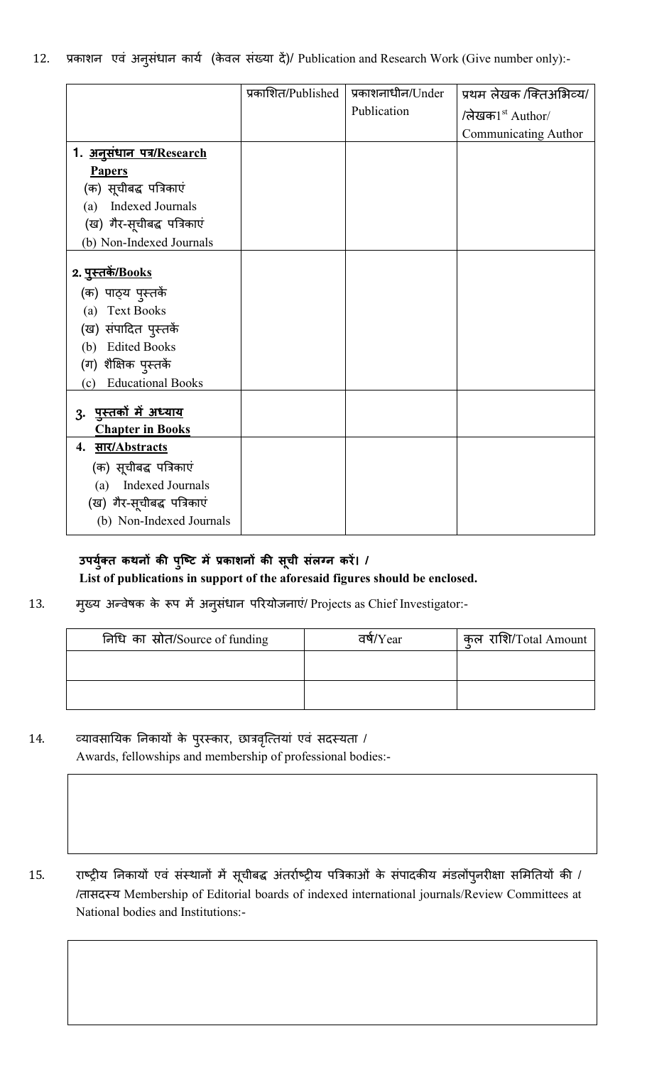12. प्रकाशन एवं अनुसंधान कार्य (केवल संख्या दें)/ Publication and Research Work (Give number only):-

| | प्रकाशित/Published | प्रकाशनाधीन/Under Publication | प्रथम लेखक /क्तिअभिव्य/ /लेखक1st Author/ Communicating Author |
|---|---|---|---|
| **1. अनुसंधान पत्र/Research Papers**<br>(क) सूचीबद्ध पत्रिकाएं<br>(a) Indexed Journals<br>(ख) गैर-सूचीबद्ध पत्रिकाएं<br>(b) Non-Indexed Journals | | | |
| **2. पुस्तकें/Books**<br>(क) पाठ्य पुस्तकें<br>(a) Text Books<br>(ख) संपादित पुस्तकें<br>(b) Edited Books<br>(ग) शैक्षिक पुस्तकें<br>(c) Educational Books | | | |
| **3. पुस्तकों में अध्याय<br>Chapter in Books** | | | |
| **4. सार/Abstracts**<br>(क) सूचीबद्ध पत्रिकाएं<br>(a) Indexed Journals<br>(ख) गैर-सूचीबद्ध पत्रिकाएं<br>(b) Non-Indexed Journals | | | |

**उपर्युक्त कथनों की पुष्टि में प्रकाशनों की सूची संलग्न करें। /**
**List of publications in support of the aforesaid figures should be enclosed.**

13. मुख्य अन्वेषक के रूप में अनुसंधान परियोजनाएं/ Projects as Chief Investigator:-

| निधि का स्रोत/Source of funding | वर्ष/Year | कुल राशि/Total Amount |
|---|---|---|
| | | |
| | | |

14. व्यावसायिक निकायों के पुरस्कार, छात्रवृत्तियां एवं सदस्यता /
Awards, fellowships and membership of professional bodies:-

15. राष्ट्रीय निकायों एवं संस्थानों में सूचीबद्ध अंतर्राष्ट्रीय पत्रिकाओं के संपादकीय मंडलोंपुनरीक्षा समितियों की / /तासदस्य Membership of Editorial boards of indexed international journals/Review Committees at National bodies and Institutions:-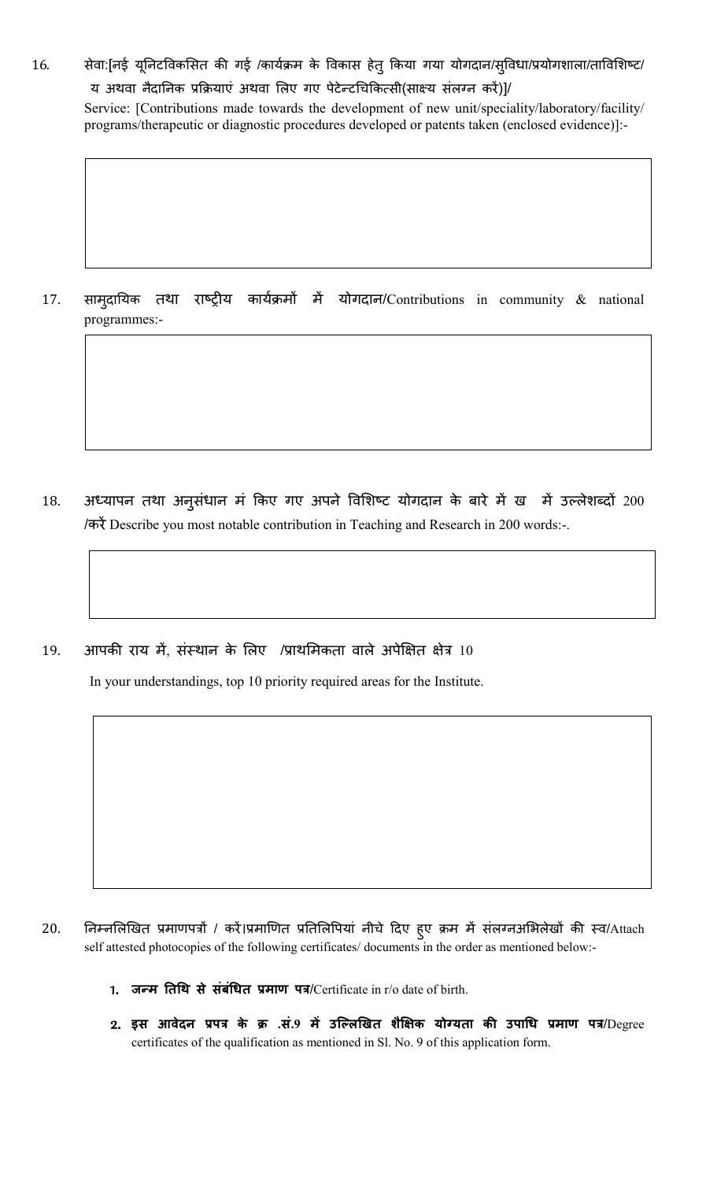16. सेवा:[नई यूनिटविकसित की गई /कार्यक्रम के विकास हेतु किया गया योगदान/सुविधा/प्रयोगशाला/ताविशिष्ट/ य अथवा नैदानिक प्रक्रियाएं अथवा लिए गए पेटेन्टचिकित्सी(साक्ष्य संलग्न करें)]/

Service: [Contributions made towards the development of new unit/speciality/laboratory/facility/ programs/therapeutic or diagnostic procedures developed or patents taken (enclosed evidence)]:-

17. सामुदायिक तथा राष्ट्रीय कार्यक्रमों में योगदान/Contributions in community & national programmes:-

18. अध्यापन तथा अनुसंधान मं किए गए अपने विशिष्ट योगदान के बारे में ख में उल्लेशब्दों 200 /करें Describe you most notable contribution in Teaching and Research in 200 words:-.

19. आपकी राय में, संस्थान के लिए /प्राथमिकता वाले अपेक्षित क्षेत्र 10

In your understandings, top 10 priority required areas for the Institute.

20. निम्नलिखित प्रमाणपत्रों / करें।प्रमाणित प्रतिलिपियां नीचे दिए हुए क्रम में संलग्नअभिलेखों की स्व/Attach self attested photocopies of the following certificates/ documents in the order as mentioned below:-

1. **जन्म तिथि से संबंधित प्रमाण पत्र/**Certificate in r/o date of birth.
2. **इस आवेदन प्रपत्र के क्र .सं.9 में उल्लिखित शैक्षिक योग्यता की उपाधि प्रमाण पत्र/**Degree certificates of the qualification as mentioned in Sl. No. 9 of this application form.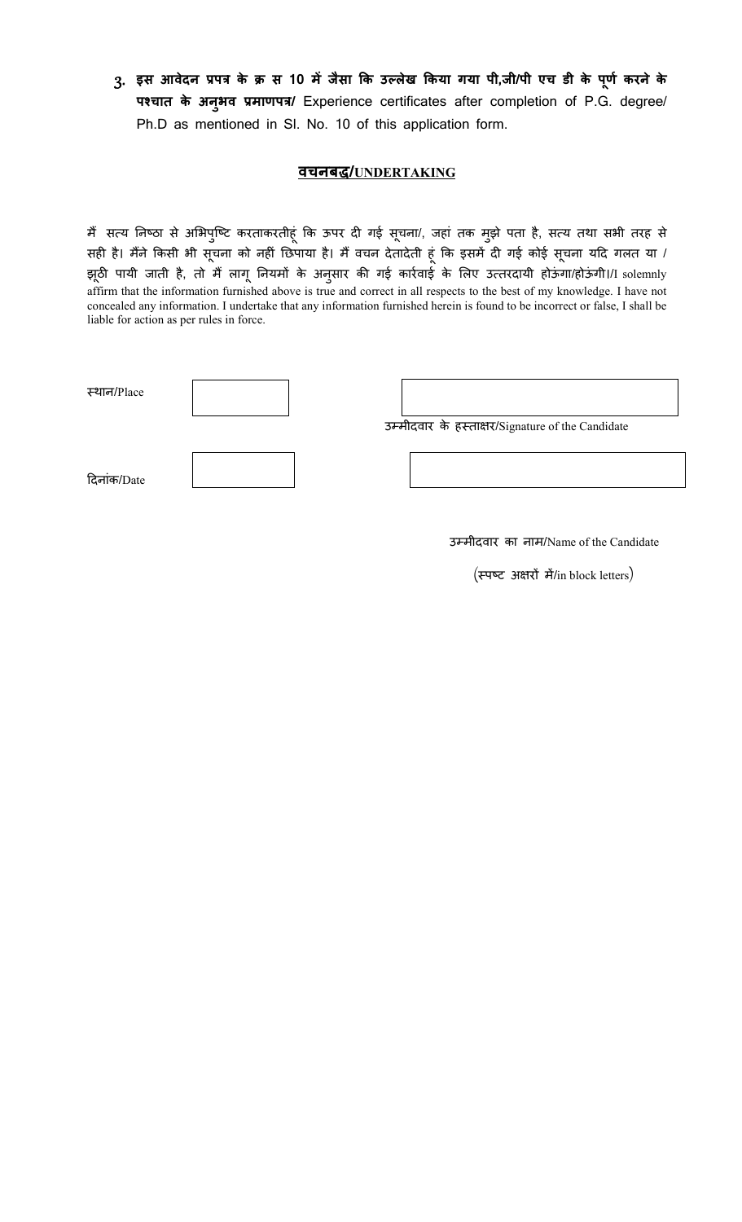3. **इस आवेदन प्रपत्र के क्र स 10 में जैसा कि उल्लेख किया गया पी,जी/पी एच डी के पूर्ण करने के पश्चात के अनुभव प्रमाणपत्र/** Experience certificates after completion of P.G. degree/ Ph.D as mentioned in Sl. No. 10 of this application form.

## वचनबद्ध/UNDERTAKING

मैं सत्य निष्ठा से अभिपुष्टि करताकरतीहूं कि ऊपर दी गई सूचना/, जहां तक मुझे पता है, सत्य तथा सभी तरह से सही है। मैंने किसी भी सूचना को नहीं छिपाया है। मैं वचन देतादेती हूं कि इसमें दी गई कोई सूचना यदि गलत या / झूठी पायी जाती है, तो मैं लागू नियमों के अनुसार की गई कार्रवाई के लिए उत्तरदायी होऊंगा/होऊंगी।/I solemnly affirm that the information furnished above is true and correct in all respects to the best of my knowledge. I have not concealed any information. I undertake that any information furnished herein is found to be incorrect or false, I shall be liable for action as per rules in force.

स्थान/Place

उम्मीदवार के हस्ताक्षर/Signature of the Candidate

दिनांक/Date

उम्मीदवार का नाम/Name of the Candidate

(स्पष्ट अक्षरों में/in block letters)